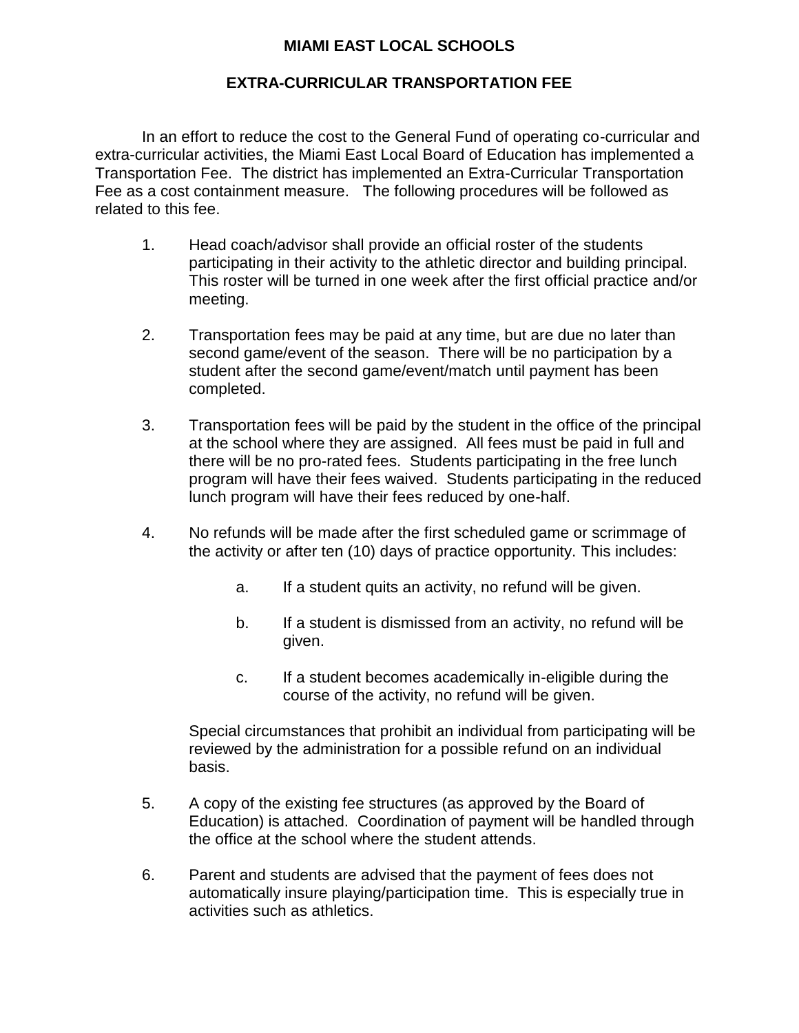# MIAMI EAST LOCAL SCHOOLS

## EXTRA-CURRICULAR TRANSPORTATION FEE

In an effort to reduce the cost to the General Fund of operating co-curricular and extra-curricular activities, the Miami East Local Board of Education has implemented a Transportation Fee. The district has implemented an Extra-Curricular Transportation Fee as a cost containment measure. The following procedures will be followed as related to this fee.

1. Head coach/advisor shall provide an official roster of the students participating in their activity to the athletic director and building principal. This roster will be turned in one week after the first official practice and/or meeting.

2. Transportation fees may be paid at any time, but are due no later than second game/event of the season. There will be no participation by a student after the second game/event/match until payment has been completed.

3. Transportation fees will be paid by the student in the office of the principal at the school where they are assigned. All fees must be paid in full and there will be no pro-rated fees. Students participating in the free lunch program will have their fees waived. Students participating in the reduced lunch program will have their fees reduced by one-half.

4. No refunds will be made after the first scheduled game or scrimmage of the activity or after ten (10) days of practice opportunity. This includes:

   a. If a student quits an activity, no refund will be given.

   b. If a student is dismissed from an activity, no refund will be given.

   c. If a student becomes academically in-eligible during the course of the activity, no refund will be given.

   Special circumstances that prohibit an individual from participating will be reviewed by the administration for a possible refund on an individual basis.

5. A copy of the existing fee structures (as approved by the Board of Education) is attached. Coordination of payment will be handled through the office at the school where the student attends.

6. Parent and students are advised that the payment of fees does not automatically insure playing/participation time. This is especially true in activities such as athletics.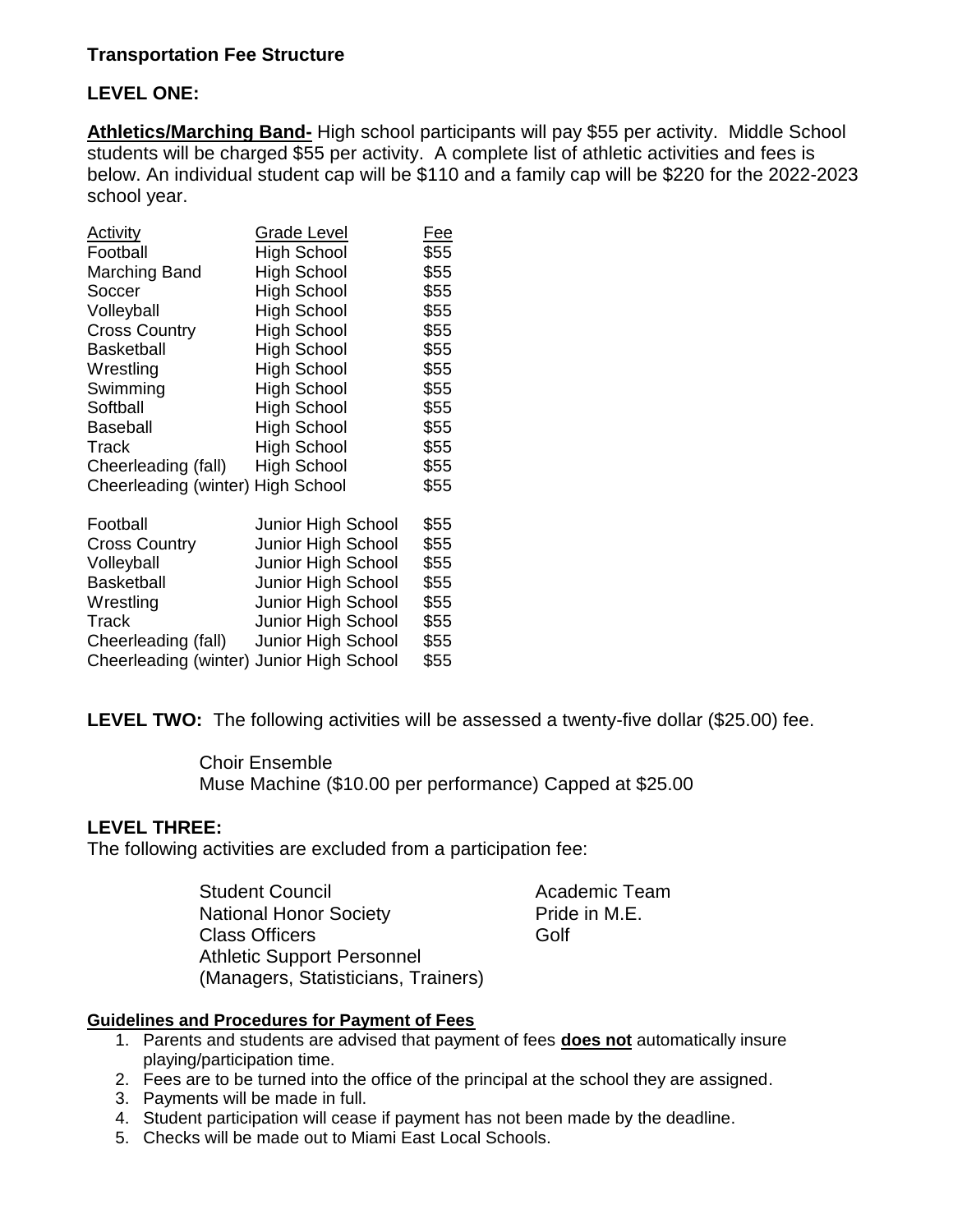**Transportation Fee Structure**

**LEVEL ONE:**

**Athletics/Marching Band-** High school participants will pay $55 per activity. Middle School students will be charged $55 per activity. A complete list of athletic activities and fees is below. An individual student cap will be $110 and a family cap will be $220 for the 2022-2023 school year.

| Activity | Grade Level | Fee |
|---|---|---|
| Football | High School | $55 |
| Marching Band | High School | $55 |
| Soccer | High School | $55 |
| Volleyball | High School | $55 |
| Cross Country | High School | $55 |
| Basketball | High School | $55 |
| Wrestling | High School | $55 |
| Swimming | High School | $55 |
| Softball | High School | $55 |
| Baseball | High School | $55 |
| Track | High School | $55 |
| Cheerleading (fall) | High School | $55 |
| Cheerleading (winter) | High School | $55 |
| Football | Junior High School | $55 |
| Cross Country | Junior High School | $55 |
| Volleyball | Junior High School | $55 |
| Basketball | Junior High School | $55 |
| Wrestling | Junior High School | $55 |
| Track | Junior High School | $55 |
| Cheerleading (fall) | Junior High School | $55 |
| Cheerleading (winter) | Junior High School | $55 |

**LEVEL TWO:** The following activities will be assessed a twenty-five dollar ($25.00) fee.

Choir Ensemble
Muse Machine ($10.00 per performance) Capped at $25.00

**LEVEL THREE:**
The following activities are excluded from a participation fee:

Student Council
National Honor Society
Class Officers
Athletic Support Personnel
(Managers, Statisticians, Trainers)
Academic Team
Pride in M.E.
Golf

**Guidelines and Procedures for Payment of Fees**

1. Parents and students are advised that payment of fees **does not** automatically insure playing/participation time.
2. Fees are to be turned into the office of the principal at the school they are assigned.
3. Payments will be made in full.
4. Student participation will cease if payment has not been made by the deadline.
5. Checks will be made out to Miami East Local Schools.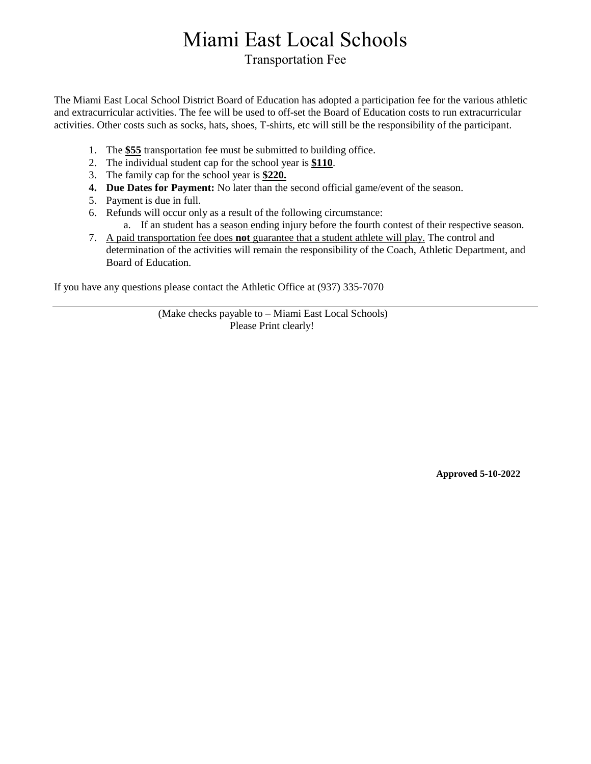# Miami East Local Schools

## Transportation Fee

The Miami East Local School District Board of Education has adopted a participation fee for the various athletic and extracurricular activities. The fee will be used to off-set the Board of Education costs to run extracurricular activities. Other costs such as socks, hats, shoes, T-shirts, etc will still be the responsibility of the participant.

1. The **$55** transportation fee must be submitted to building office.
2. The individual student cap for the school year is **$110**.
3. The family cap for the school year is **$220.**
4. **Due Dates for Payment:** No later than the second official game/event of the season.
5. Payment is due in full.
6. Refunds will occur only as a result of the following circumstance:
   a. If an student has a season ending injury before the fourth contest of their respective season.
7. A paid transportation fee does **not** guarantee that a student athlete will play. The control and determination of the activities will remain the responsibility of the Coach, Athletic Department, and Board of Education.

If you have any questions please contact the Athletic Office at (937) 335-7070

---

(Make checks payable to – Miami East Local Schools)

Please Print clearly!

**Approved 5-10-2022**